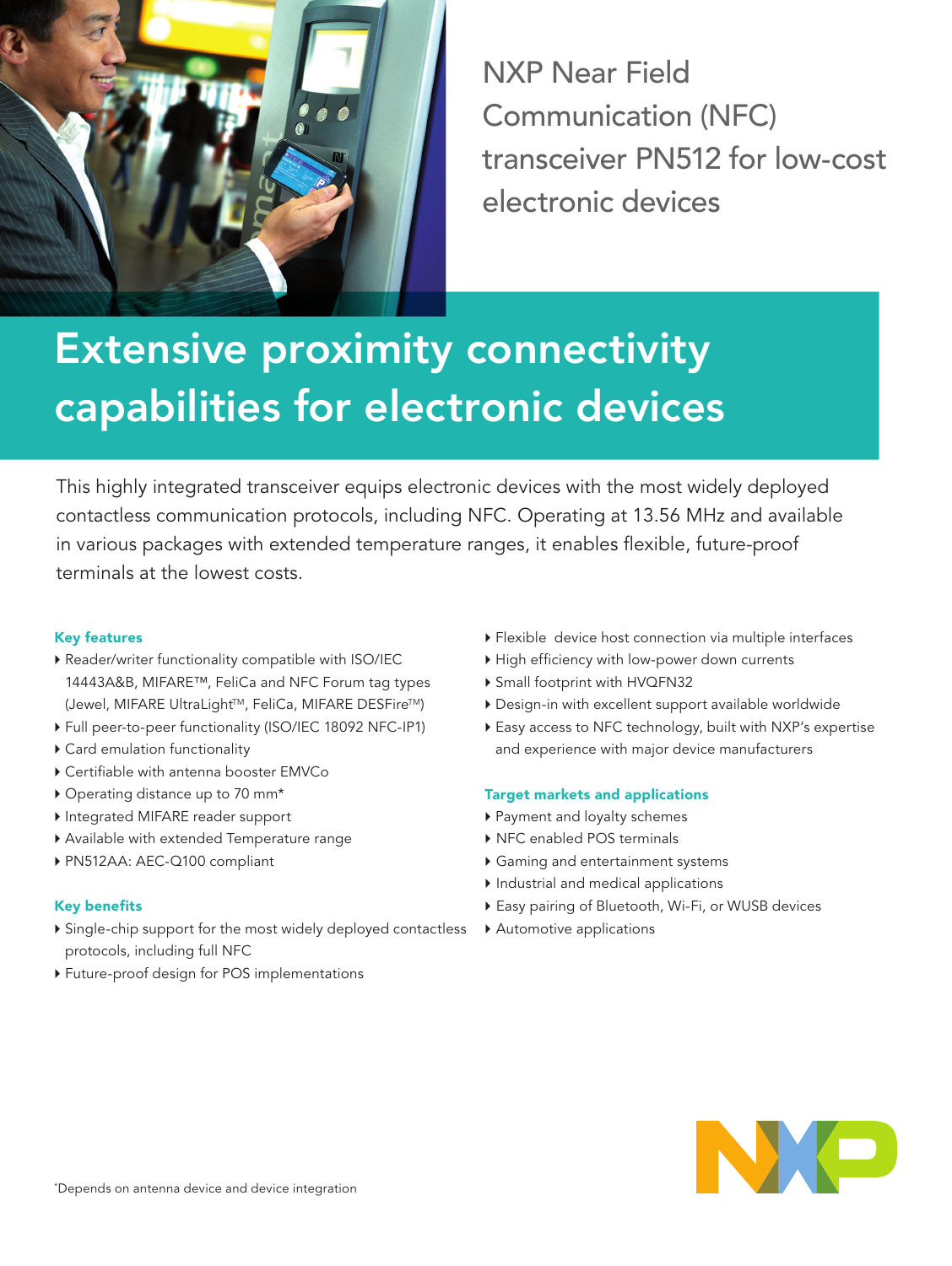# NXP Near Field Communication (NFC) transceiver PN512 for low-cost electronic devices

## Extensive proximity connectivity capabilities for electronic devices

This highly integrated transceiver equips electronic devices with the most widely deployed contactless communication protocols, including NFC. Operating at 13.56 MHz and available in various packages with extended temperature ranges, it enables flexible, future-proof terminals at the lowest costs.

### Key features

- Reader/writer functionality compatible with ISO/IEC 14443A&B, MIFARE™, FeliCa and NFC Forum tag types (Jewel, MIFARE UltraLight™, FeliCa, MIFARE DESFire™)
- Full peer-to-peer functionality (ISO/IEC 18092 NFC-IP1)
- Card emulation functionality
- Certifiable with antenna booster EMVCo
- Operating distance up to 70 mm*
- Integrated MIFARE reader support
- Available with extended Temperature range
- PN512AA: AEC-Q100 compliant

### Key benefits

- Single-chip support for the most widely deployed contactless protocols, including full NFC
- Future-proof design for POS implementations
- Flexible device host connection via multiple interfaces
- High efficiency with low-power down currents
- Small footprint with HVQFN32
- Design-in with excellent support available worldwide
- Easy access to NFC technology, built with NXP's expertise and experience with major device manufacturers

### Target markets and applications

- Payment and loyalty schemes
- NFC enabled POS terminals
- Gaming and entertainment systems
- Industrial and medical applications
- Easy pairing of Bluetooth, Wi-Fi, or WUSB devices
- Automotive applications

*Depends on antenna device and device integration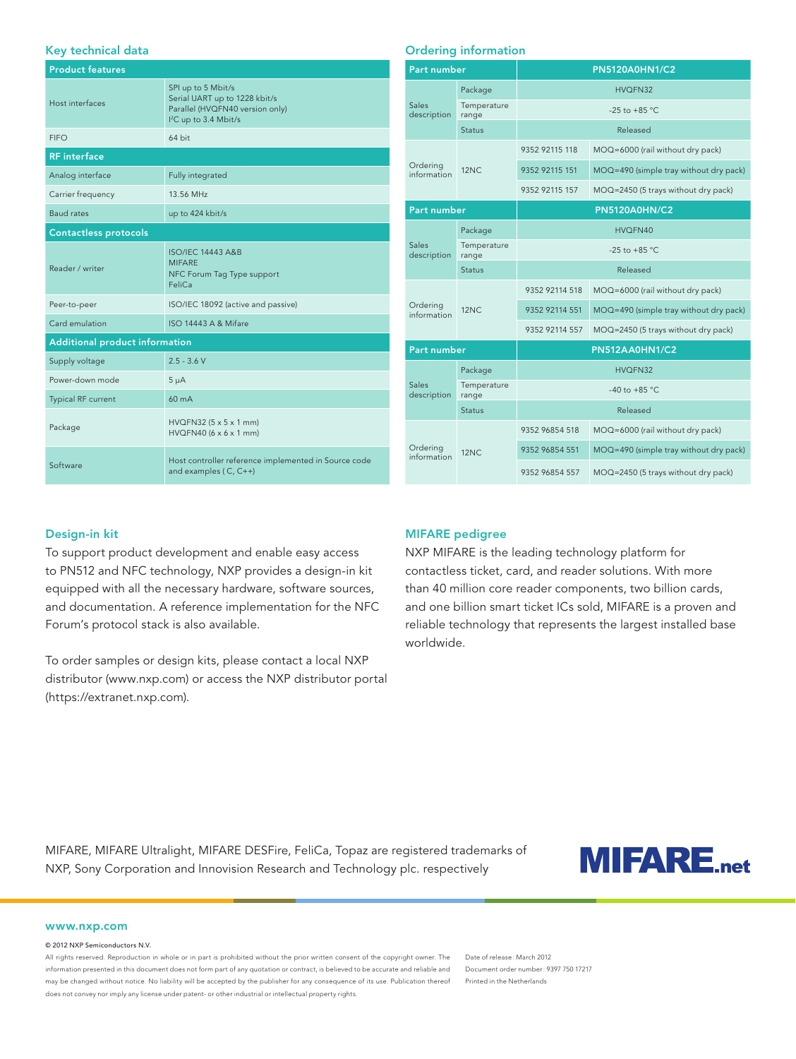## Key technical data

| Product features | |
|---|---|
| Host interfaces | SPI up to 5 Mbit/s<br>Serial UART up to 1228 kbit/s<br>Parallel (HVQFN40 version only)<br>I²C up to 3.4 Mbit/s |
| FIFO | 64 bit |
| **RF interface** | |
| Analog interface | Fully integrated |
| Carrier frequency | 13.56 MHz |
| Baud rates | up to 424 kbit/s |
| **Contactless protocols** | |
| Reader / writer | ISO/IEC 14443 A&B<br>MIFARE<br>NFC Forum Tag Type support<br>FeliCa |
| Peer-to-peer | ISO/IEC 18092 (active and passive) |
| Card emulation | ISO 14443 A & Mifare |
| **Additional product information** | |
| Supply voltage | 2.5 - 3.6 V |
| Power-down mode | 5 µA |
| Typical RF current | 60 mA |
| Package | HVQFN32 (5 x 5 x 1 mm)<br>HVQFN40 (6 x 6 x 1 mm) |
| Software | Host controller reference implemented in Source code and examples ( C, C++) |

## Ordering information

| Part number | | PN5120A0HN1/C2 | |
|---|---|---|---|
| Sales description | Package | HVQFN32 | |
| | Temperature range | -25 to +85 °C | |
| | Status | Released | |
| Ordering information | 12NC | 9352 92115 118 | MOQ=6000 (rail without dry pack) |
| | | 9352 92115 151 | MOQ=490 (simple tray without dry pack) |
| | | 9352 92115 157 | MOQ=2450 (5 trays without dry pack) |
| **Part number** | | **PN5120A0HN/C2** | |
| Sales description | Package | HVQFN40 | |
| | Temperature range | -25 to +85 °C | |
| | Status | Released | |
| Ordering information | 12NC | 9352 92114 518 | MOQ=6000 (rail without dry pack) |
| | | 9352 92114 551 | MOQ=490 (simple tray without dry pack) |
| | | 9352 92114 557 | MOQ=2450 (5 trays without dry pack) |
| **Part number** | | **PN512AA0HN1/C2** | |
| Sales description | Package | HVQFN32 | |
| | Temperature range | -40 to +85 °C | |
| | Status | Released | |
| Ordering information | 12NC | 9352 96854 518 | MOQ=6000 (rail without dry pack) |
| | | 9352 96854 551 | MOQ=490 (simple tray without dry pack) |
| | | 9352 96854 557 | MOQ=2450 (5 trays without dry pack) |

## Design-in kit

To support product development and enable easy access to PN512 and NFC technology, NXP provides a design-in kit equipped with all the necessary hardware, software sources, and documentation. A reference implementation for the NFC Forum's protocol stack is also available.

To order samples or design kits, please contact a local NXP distributor (www.nxp.com) or access the NXP distributor portal (https://extranet.nxp.com).

## MIFARE pedigree

NXP MIFARE is the leading technology platform for contactless ticket, card, and reader solutions. With more than 40 million core reader components, two billion cards, and one billion smart ticket ICs sold, MIFARE is a proven and reliable technology that represents the largest installed base worldwide.

MIFARE, MIFARE Ultralight, MIFARE DESFire, FeliCa, Topaz are registered trademarks of NXP, Sony Corporation and Innovision Research and Technology plc. respectively

MIFARE.net

**www.nxp.com**

© 2012 NXP Semiconductors N.V.

All rights reserved. Reproduction in whole or in part is prohibited without the prior written consent of the copyright owner. The information presented in this document does not form part of any quotation or contract, is believed to be accurate and reliable and may be changed without notice. No liability will be accepted by the publisher for any consequence of its use. Publication thereof does not convey nor imply any license under patent- or other industrial or intellectual property rights.

Date of release: March 2012
Document order number: 9397 750 17217
Printed in the Netherlands